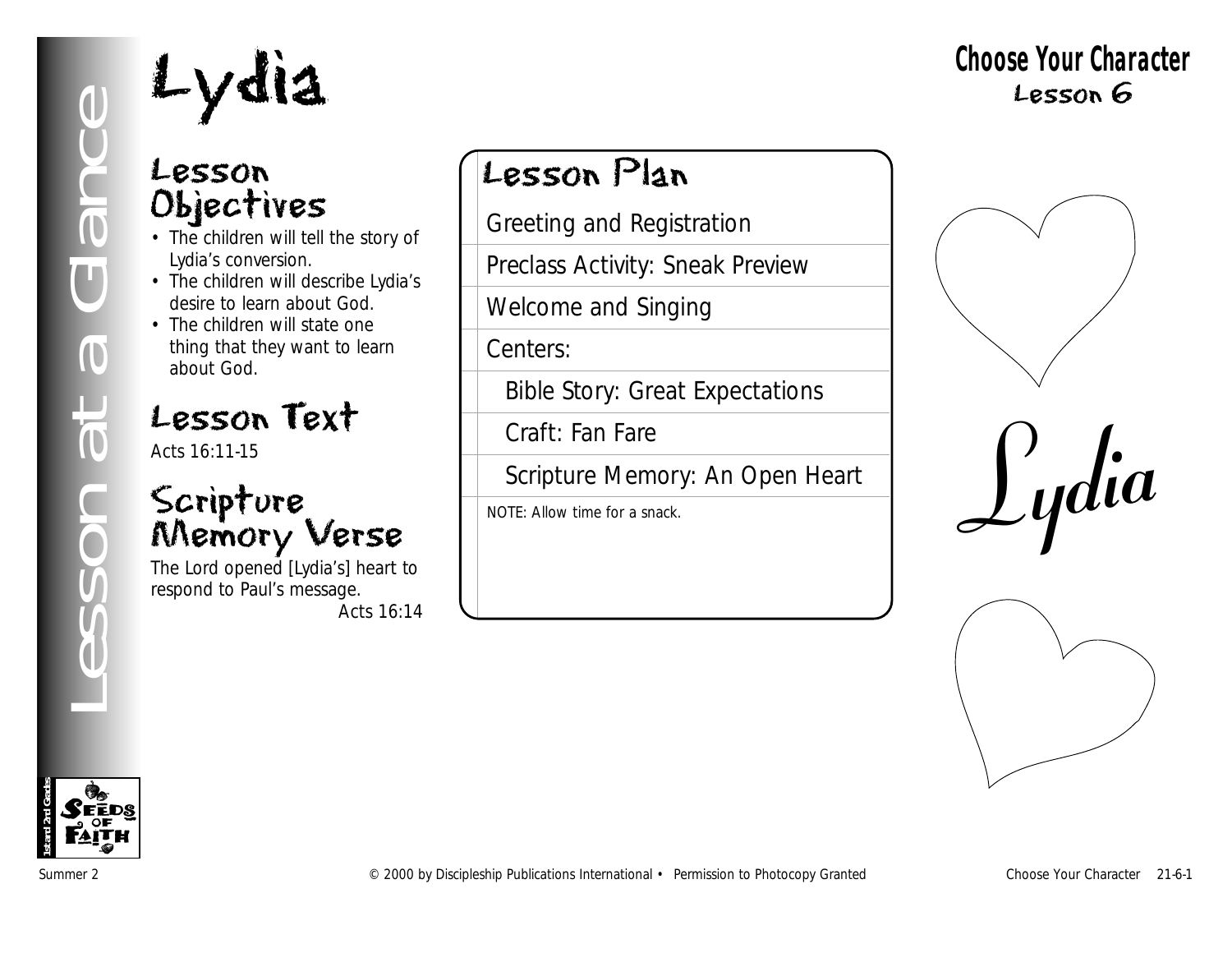# Lydia

## Choose Your Character
Lesson 6

## Lesson at a Glance

### Lesson Objectives

- The children will tell the story of Lydia's conversion.
- The children will describe Lydia's desire to learn about God.
- The children will state one thing that they want to learn about God.

### Lesson Text

Acts 16:11-15

### Scripture Memory Verse

The Lord opened [Lydia's] heart to respond to Paul's message.
Acts 16:14

### Lesson Plan

- Greeting and Registration
- Preclass Activity: Sneak Preview
- Welcome and Singing
- Centers:
  - Bible Story: Great Expectations
  - Craft: Fan Fare
  - Scripture Memory: An Open Heart

*NOTE: Allow time for a snack.*

Lydia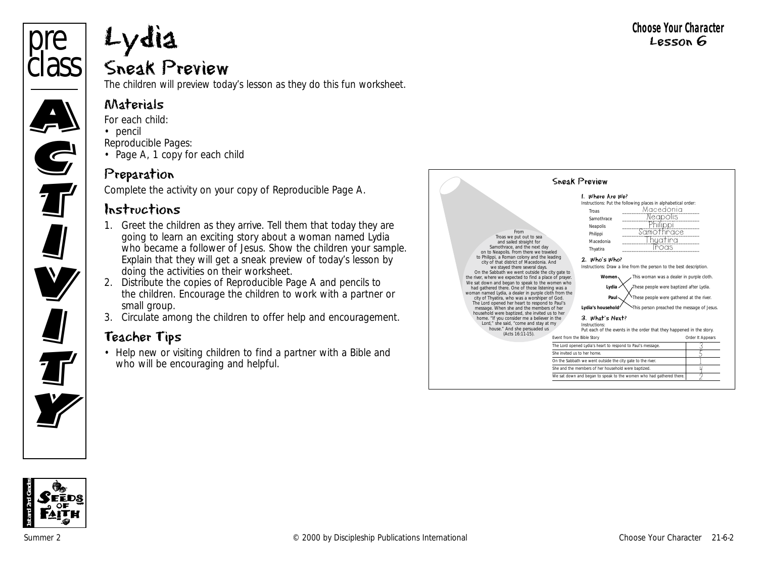pre class

ACTIVITY

# Lydia

Choose Your Character
Lesson 6

## Sneak Preview

The children will preview today's lesson as they do this fun worksheet.

### Materials

For each child:
- pencil

Reproducible Pages:
- Page A, 1 copy for each child

### Preparation

Complete the activity on your copy of Reproducible Page A.

### Instructions

1. Greet the children as they arrive. Tell them that today they are going to learn an exciting story about a woman named Lydia who became a follower of Jesus. Show the children your sample. Explain that they will get a sneak preview of today's lesson by doing the activities on their worksheet.
2. Distribute the copies of Reproducible Page A and pencils to the children. Encourage the children to work with a partner or small group.
3. Circulate among the children to offer help and encouragement.

### Teacher Tips

- Help new or visiting children to find a partner with a Bible and who will be encouraging and helpful.

**Sneak Preview**

From Troas we put out to sea and sailed straight for Samothrace, and the next day on to Neapolis. From there we traveled to Philippi, a Roman colony and the leading city of that district of Macedonia. And we stayed there several days. On the Sabbath we went outside the city gate to the river, where we expected to find a place of prayer. We sat down and began to speak to the women who had gathered there. One of those listening was a woman named Lydia, a dealer in purple cloth from the city of Thyatira, who was a worshiper of God. The Lord opened her heart to respond to Paul's message. When she and the members of her household were baptized, she invited us to her home. "If you consider me a believer in the Lord," she said, "come and stay at my house." And she persuaded us (Acts 16:11-15).

**1. Where Are We?**
Instructions: Put the following places in alphabetical order:

| | |
|---|---|
| Troas | Macedonia |
| Samothrace | Neapolis |
| Neapolis | Philippi |
| Philippi | Samothrace |
| Macedonia | Thyatira |
| Thyatira | Troas |

**2. Who's Who?**
Instructions: Draw a line from the person to the best description.

| | |
|---|---|
| Women | This woman was a dealer in purple cloth. |
| Lydia | These people were baptized after Lydia. |
| Paul | These people were gathered at the river. |
| Lydia's household | This person preached the message of Jesus. |

**3. What's Next?**
Instructions:
Put each of the events in the order that they happened in the story.

| Event from the Bible Story | Order It Appears |
|---|---|
| The Lord opened Lydia's heart to respond to Paul's message. | 3 |
| She invited us to her home. | 5 |
| On the Sabbath we went outside the city gate to the river. | 1 |
| She and the members of her household were baptized. | 4 |
| We sat down and began to speak to the women who had gathered there. | 2 |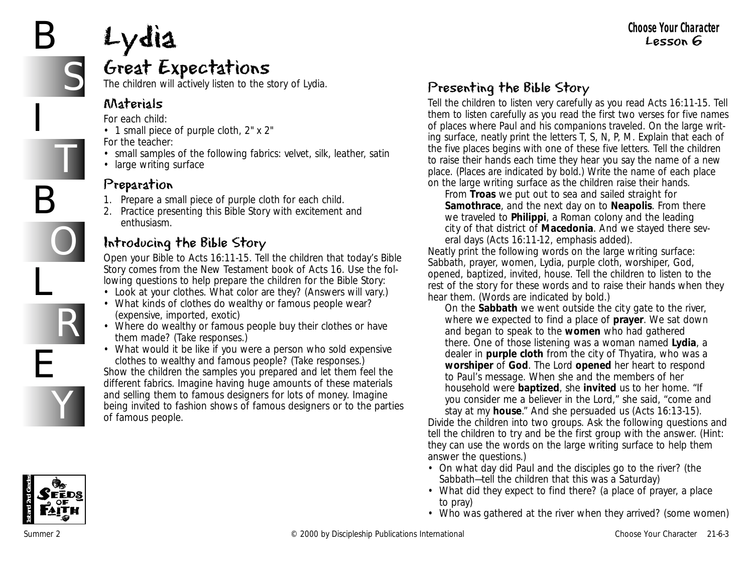# Lydia

## Great Expectations

The children will actively listen to the story of Lydia.

### Materials

For each child:

- 1 small piece of purple cloth, 2" x 2"

For the teacher:

- small samples of the following fabrics: velvet, silk, leather, satin
- large writing surface

### Preparation

1. Prepare a small piece of purple cloth for each child.
2. Practice presenting this Bible Story with excitement and enthusiasm.

### Introducing the Bible Story

Open your Bible to Acts 16:11-15. Tell the children that today's Bible Story comes from the New Testament book of Acts 16. Use the following questions to help prepare the children for the Bible Story:

- Look at your clothes. What color are they? (Answers will vary.)
- What kinds of clothes do wealthy or famous people wear? (expensive, imported, exotic)
- Where do wealthy or famous people buy their clothes or have them made? (Take responses.)
- What would it be like if you were a person who sold expensive clothes to wealthy and famous people? (Take responses.)

Show the children the samples you prepared and let them feel the different fabrics. Imagine having huge amounts of these materials and selling them to famous designers for lots of money. Imagine being invited to fashion shows of famous designers or to the parties of famous people.

### Presenting the Bible Story

Tell the children to listen very carefully as you read Acts 16:11-15. Tell them to listen carefully as you read the first two verses for five names of places where Paul and his companions traveled. On the large writing surface, neatly print the letters T, S, N, P, M. Explain that each of the five places begins with one of these five letters. Tell the children to raise their hands each time they hear you say the name of a new place. (Places are indicated by bold.) Write the name of each place on the large writing surface as the children raise their hands.

> From **Troas** we put out to sea and sailed straight for **Samothrace**, and the next day on to **Neapolis**. From there we traveled to **Philippi**, a Roman colony and the leading city of that district of **Macedonia**. And we stayed there several days (Acts 16:11-12, emphasis added).

Neatly print the following words on the large writing surface: Sabbath, prayer, women, Lydia, purple cloth, worshiper, God, opened, baptized, invited, house. Tell the children to listen to the rest of the story for these words and to raise their hands when they hear them. (Words are indicated by bold.)

> On the **Sabbath** we went outside the city gate to the river, where we expected to find a place of **prayer**. We sat down and began to speak to the **women** who had gathered there. One of those listening was a woman named **Lydia**, a dealer in **purple cloth** from the city of Thyatira, who was a **worshiper** of **God**. The Lord **opened** her heart to respond to Paul's message. When she and the members of her household were **baptized**, she **invited** us to her home. "If you consider me a believer in the Lord," she said, "come and stay at my **house**." And she persuaded us (Acts 16:13-15).

Divide the children into two groups. Ask the following questions and tell the children to try and be the first group with the answer. (Hint: they can use the words on the large writing surface to help them answer the questions.)

- On what day did Paul and the disciples go to the river? (the Sabbath—tell the children that this was a Saturday)
- What did they expect to find there? (a place of prayer, a place to pray)
- Who was gathered at the river when they arrived? (some women)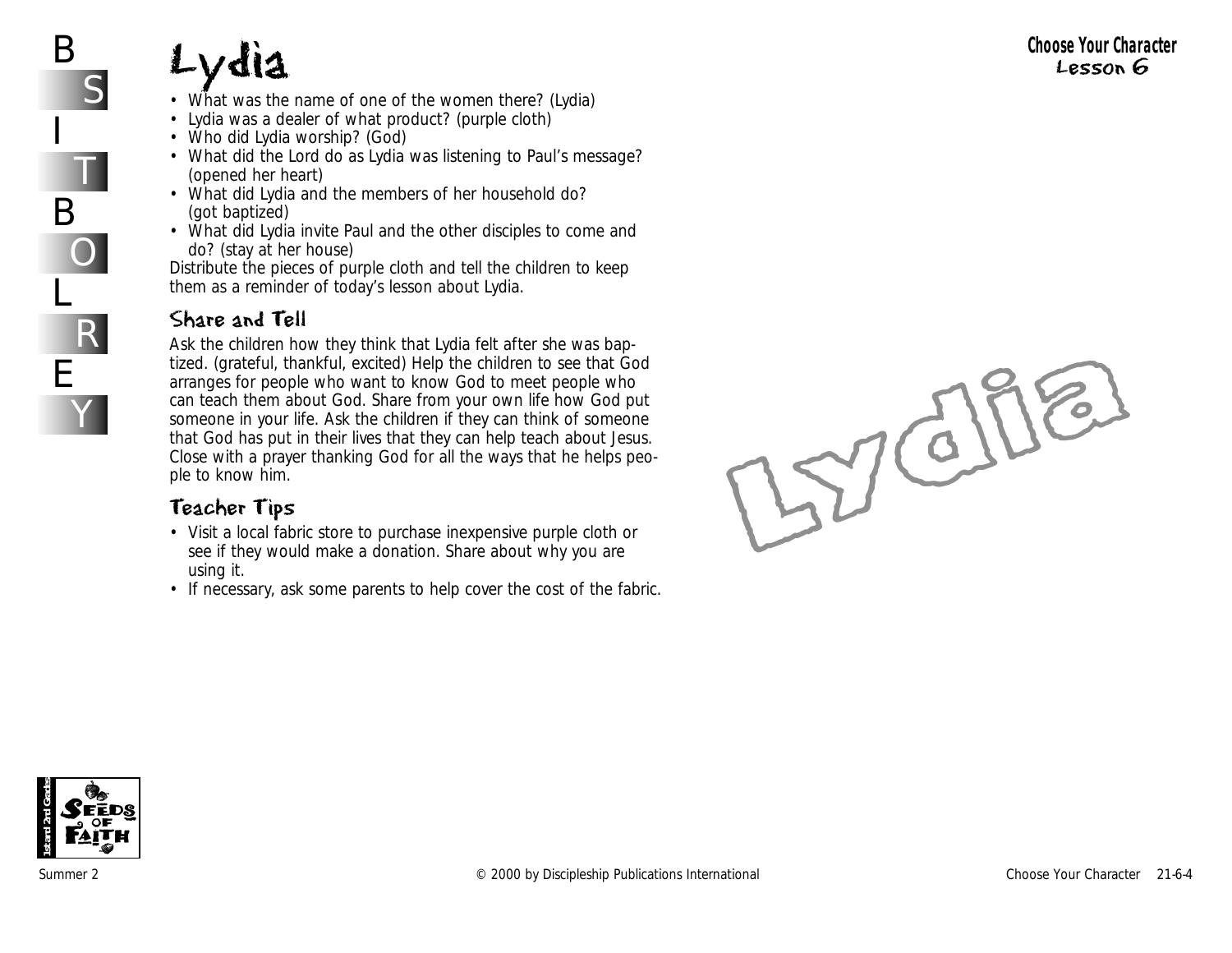# Lydia

- What was the name of one of the women there? (Lydia)
- Lydia was a dealer of what product? (purple cloth)
- Who did Lydia worship? (God)
- What did the Lord do as Lydia was listening to Paul's message? (opened her heart)
- What did Lydia and the members of her household do? (got baptized)
- What did Lydia invite Paul and the other disciples to come and do? (stay at her house)

Distribute the pieces of purple cloth and tell the children to keep them as a reminder of today's lesson about Lydia.

## Share and Tell

Ask the children how they think that Lydia felt after she was baptized. (grateful, thankful, excited) Help the children to see that God arranges for people who want to know God to meet people who can teach them about God. Share from your own life how God put someone in your life. Ask the children if they can think of someone that God has put in their lives that they can help teach about Jesus. Close with a prayer thanking God for all the ways that he helps people to know him.

## Teacher Tips

- Visit a local fabric store to purchase inexpensive purple cloth or see if they would make a donation. Share about why you are using it.
- If necessary, ask some parents to help cover the cost of the fabric.

Lydia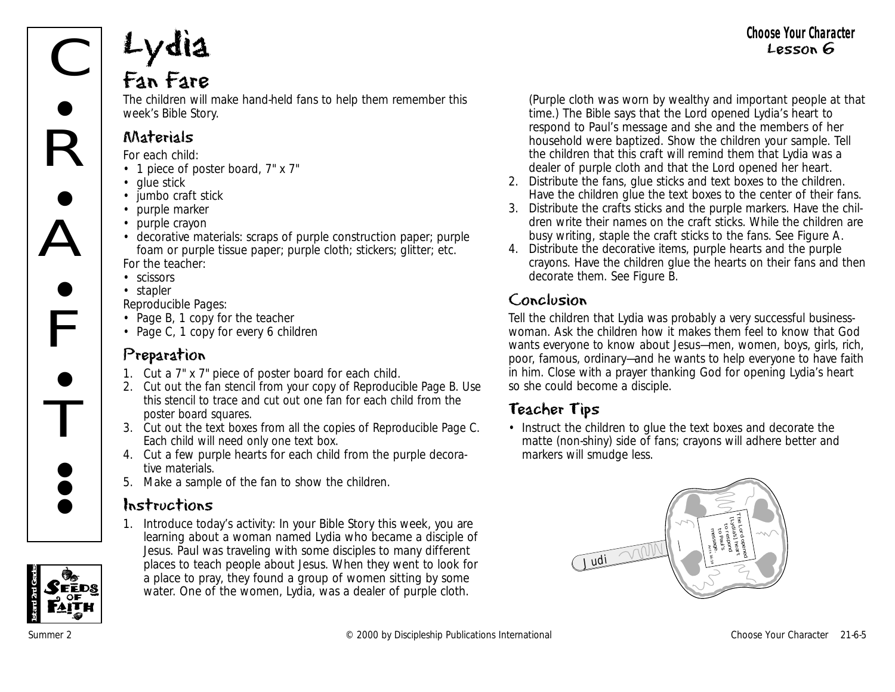# Lydia

## Fan Fare

The children will make hand-held fans to help them remember this week's Bible Story.

### Materials

For each child:

- 1 piece of poster board, 7" x 7"
- glue stick
- jumbo craft stick
- purple marker
- purple crayon
- decorative materials: scraps of purple construction paper; purple foam or purple tissue paper; purple cloth; stickers; glitter; etc.

For the teacher:

- scissors
- stapler

Reproducible Pages:

- Page B, 1 copy for the teacher
- Page C, 1 copy for every 6 children

### Preparation

1. Cut a 7" x 7" piece of poster board for each child.
2. Cut out the fan stencil from your copy of Reproducible Page B. Use this stencil to trace and cut out one fan for each child from the poster board squares.
3. Cut out the text boxes from all the copies of Reproducible Page C. Each child will need only one text box.
4. Cut a few purple hearts for each child from the purple decorative materials.
5. Make a sample of the fan to show the children.

### Instructions

1. Introduce today's activity: In your Bible Story this week, you are learning about a woman named Lydia who became a disciple of Jesus. Paul was traveling with some disciples to many different places to teach people about Jesus. When they went to look for a place to pray, they found a group of women sitting by some water. One of the women, Lydia, was a dealer of purple cloth. (Purple cloth was worn by wealthy and important people at that time.) The Bible says that the Lord opened Lydia's heart to respond to Paul's message and she and the members of her household were baptized. Show the children your sample. Tell the children that this craft will remind them that Lydia was a dealer of purple cloth and that the Lord opened her heart.
2. Distribute the fans, glue sticks and text boxes to the children. Have the children glue the text boxes to the center of their fans.
3. Distribute the crafts sticks and the purple markers. Have the children write their names on the craft sticks. While the children are busy writing, staple the craft sticks to the fans. See Figure A.
4. Distribute the decorative items, purple hearts and the purple crayons. Have the children glue the hearts on their fans and then decorate them. See Figure B.

### Conclusion

Tell the children that Lydia was probably a very successful businesswoman. Ask the children how it makes them feel to know that God wants everyone to know about Jesus—men, women, boys, girls, rich, poor, famous, ordinary—and he wants to help everyone to have faith in him. Close with a prayer thanking God for opening Lydia's heart so she could become a disciple.

### Teacher Tips

- Instruct the children to glue the text boxes and decorate the matte (non-shiny) side of fans; crayons will adhere better and markers will smudge less.

The Lord opened [Lydia's] heart to respond to Paul's message. Acts 16:14

Judi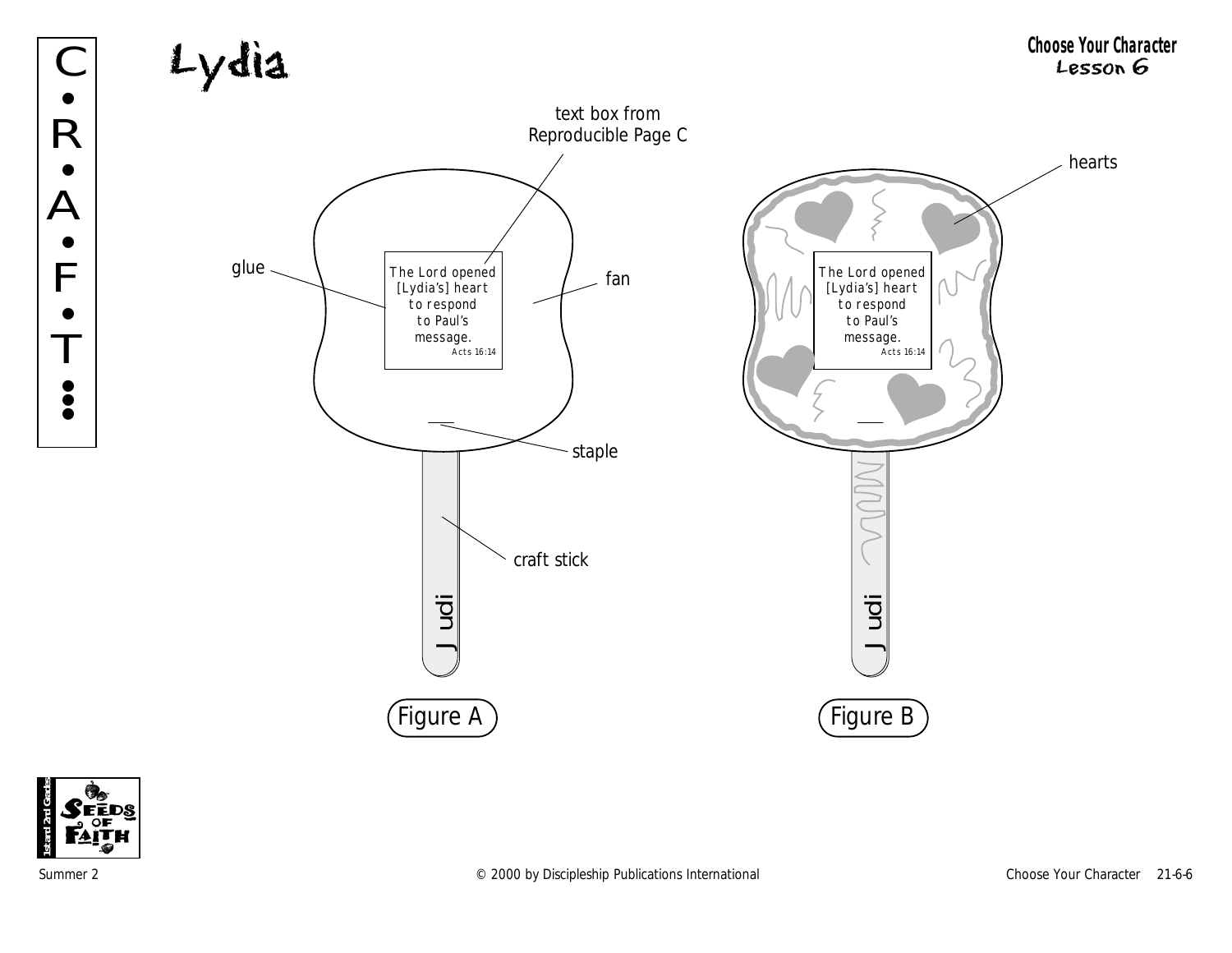# Lydia

**Choose Your Character**
Lesson 6

text box from Reproducible Page C

glue

fan

staple

craft stick

hearts

The Lord opened [Lydia's] heart to respond to Paul's message.
Acts 16:14

Judi

Figure A

The Lord opened [Lydia's] heart to respond to Paul's message.
Acts 16:14

Judi

Figure B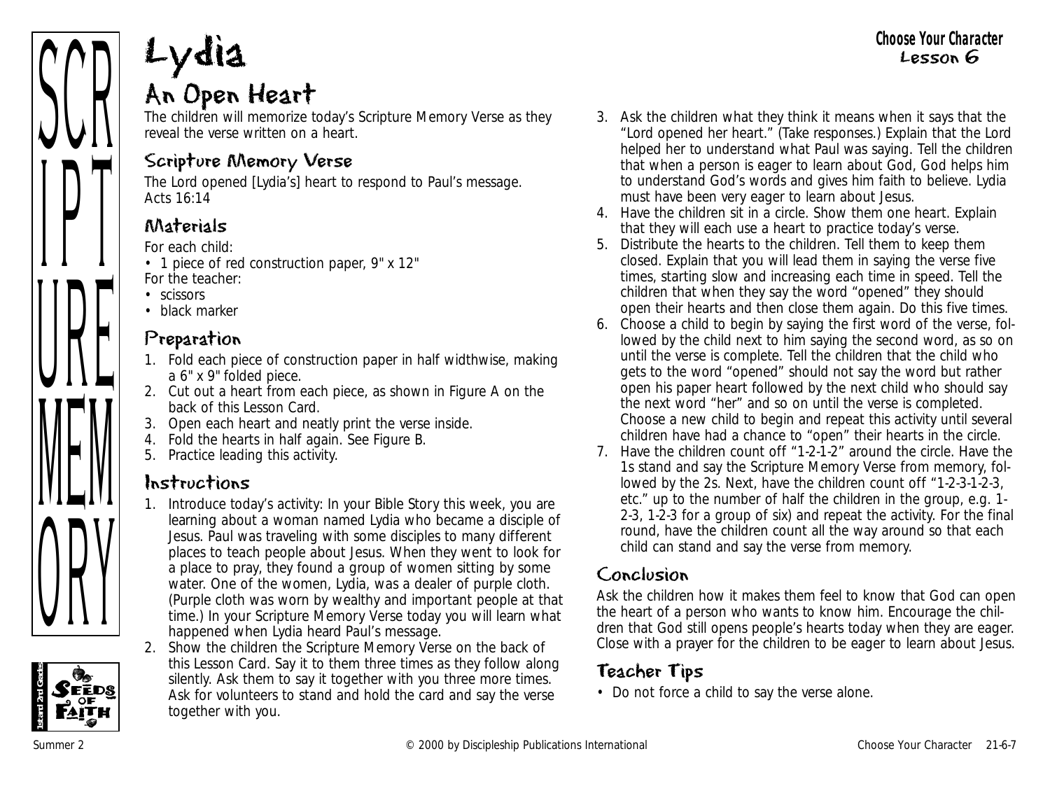# Lydia

## An Open Heart

The children will memorize today's Scripture Memory Verse as they reveal the verse written on a heart.

### Scripture Memory Verse

The Lord opened [Lydia's] heart to respond to Paul's message.
Acts 16:14

### Materials

For each child:

- 1 piece of red construction paper, 9" x 12"

For the teacher:

- scissors
- black marker

### Preparation

1. Fold each piece of construction paper in half widthwise, making a 6" x 9" folded piece.
2. Cut out a heart from each piece, as shown in Figure A on the back of this Lesson Card.
3. Open each heart and neatly print the verse inside.
4. Fold the hearts in half again. See Figure B.
5. Practice leading this activity.

### Instructions

1. Introduce today's activity: In your Bible Story this week, you are learning about a woman named Lydia who became a disciple of Jesus. Paul was traveling with some disciples to many different places to teach people about Jesus. When they went to look for a place to pray, they found a group of women sitting by some water. One of the women, Lydia, was a dealer of purple cloth. (Purple cloth was worn by wealthy and important people at that time.) In your Scripture Memory Verse today you will learn what happened when Lydia heard Paul's message.
2. Show the children the Scripture Memory Verse on the back of this Lesson Card. Say it to them three times as they follow along silently. Ask them to say it together with you three more times. Ask for volunteers to stand and hold the card and say the verse together with you.
3. Ask the children what they think it means when it says that the "Lord opened her heart." (Take responses.) Explain that the Lord helped her to understand what Paul was saying. Tell the children that when a person is eager to learn about God, God helps him to understand God's words and gives him faith to believe. Lydia must have been very eager to learn about Jesus.
4. Have the children sit in a circle. Show them one heart. Explain that they will each use a heart to practice today's verse.
5. Distribute the hearts to the children. Tell them to keep them closed. Explain that you will lead them in saying the verse five times, starting slow and increasing each time in speed. Tell the children that when they say the word "opened" they should open their hearts and then close them again. Do this five times.
6. Choose a child to begin by saying the first word of the verse, followed by the child next to him saying the second word, as so on until the verse is complete. Tell the children that the child who gets to the word "opened" should not say the word but rather open his paper heart followed by the next child who should say the next word "her" and so on until the verse is completed. Choose a new child to begin and repeat this activity until several children have had a chance to "open" their hearts in the circle.
7. Have the children count off "1-2-1-2" around the circle. Have the 1s stand and say the Scripture Memory Verse from memory, followed by the 2s. Next, have the children count off "1-2-3-1-2-3, etc." up to the number of half the children in the group, e.g. 1-2-3, 1-2-3 for a group of six) and repeat the activity. For the final round, have the children count all the way around so that each child can stand and say the verse from memory.

### Conclusion

Ask the children how it makes them feel to know that God can open the heart of a person who wants to know him. Encourage the children that God still opens people's hearts today when they are eager. Close with a prayer for the children to be eager to learn about Jesus.

### Teacher Tips

- Do not force a child to say the verse alone.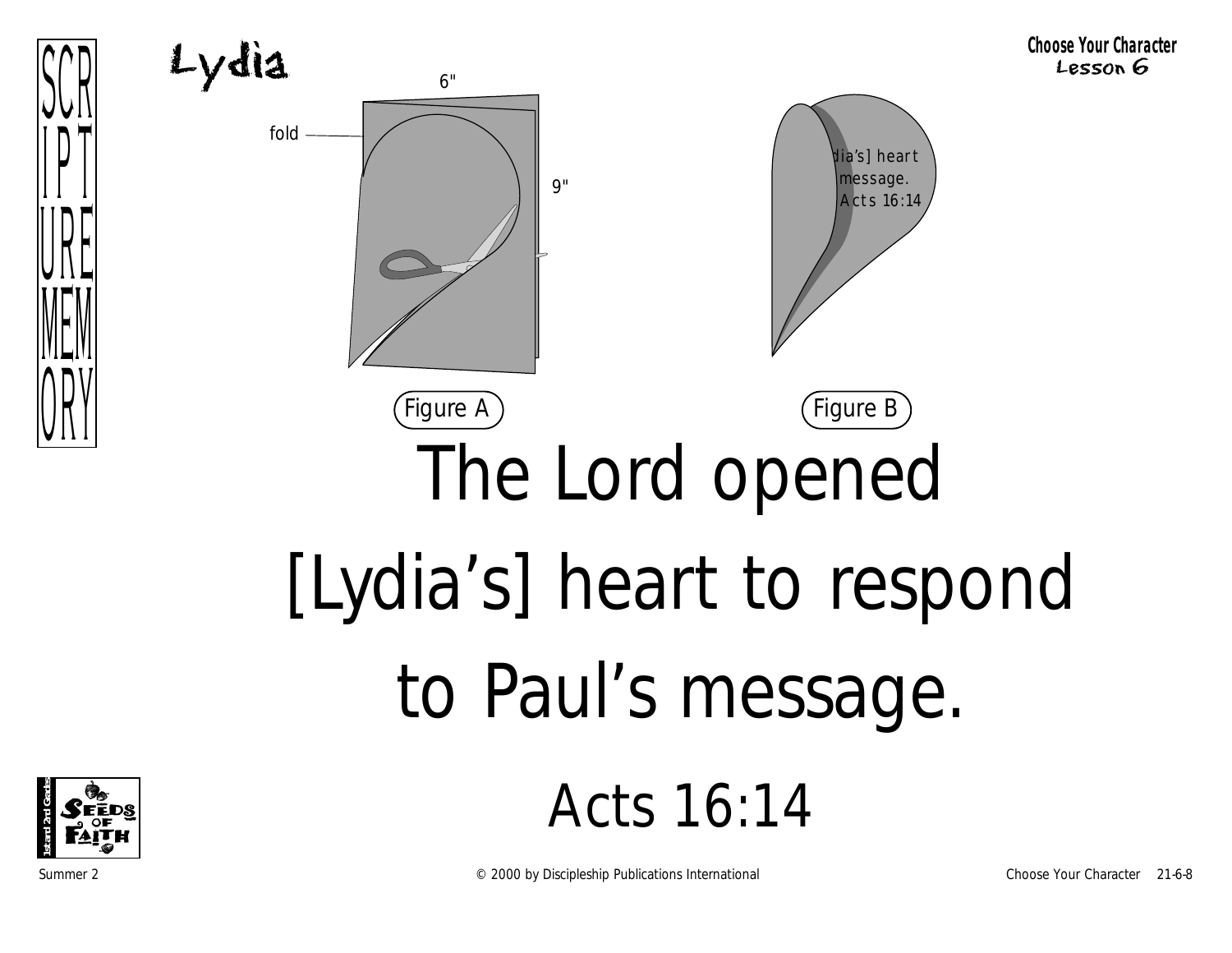SCRIPTURE MEMORY

# Lydia

6"

fold

9"

Figure A

Figure B

# The Lord opened [Lydia's] heart to respond to Paul's message.

## Acts 16:14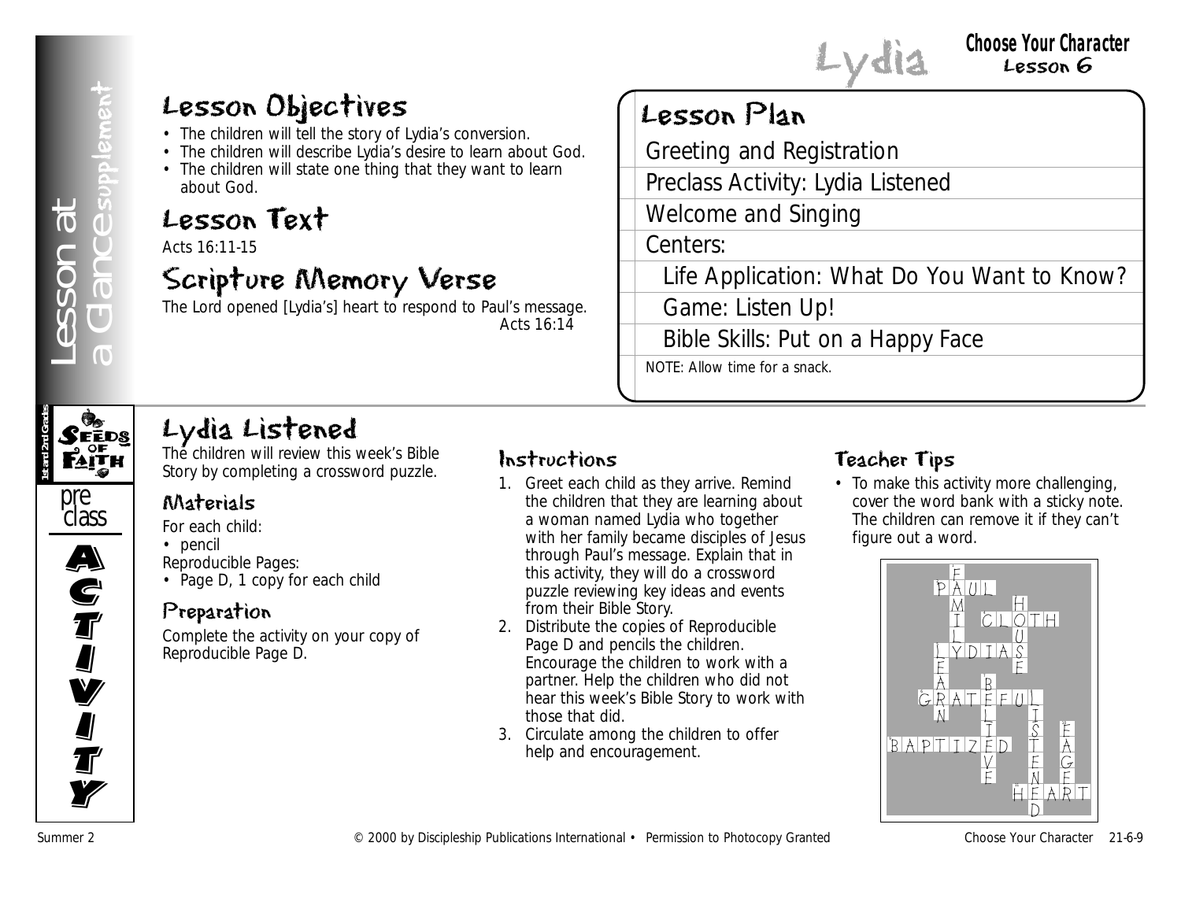# Lydia

**Choose Your Character**
Lesson 6

Lesson at a Glance supplement

## Lesson Objectives

- The children will tell the story of Lydia's conversion.
- The children will describe Lydia's desire to learn about God.
- The children will state one thing that they want to learn about God.

## Lesson Text

Acts 16:11-15

## Scripture Memory Verse

The Lord opened [Lydia's] heart to respond to Paul's message.
Acts 16:14

## Lesson Plan

- Greeting and Registration
- Preclass Activity: Lydia Listened
- Welcome and Singing
- Centers:
  - Life Application: What Do You Want to Know?
  - Game: Listen Up!
  - Bible Skills: Put on a Happy Face

NOTE: Allow time for a snack.

Seeds of Faith 1st and 2nd Grades — preclass ACTIVITY

## Lydia Listened

The children will review this week's Bible Story by completing a crossword puzzle.

### Materials

For each child:
- pencil

Reproducible Pages:
- Page D, 1 copy for each child

### Preparation

Complete the activity on your copy of Reproducible Page D.

### Instructions

1. Greet each child as they arrive. Remind the children that they are learning about a woman named Lydia who together with her family became disciples of Jesus through Paul's message. Explain that in this activity, they will do a crossword puzzle reviewing key ideas and events from their Bible Story.
2. Distribute the copies of Reproducible Page D and pencils the children. Encourage the children to work with a partner. Help the children who did not hear this week's Bible Story to work with those that did.
3. Circulate among the children to offer help and encouragement.

### Teacher Tips

- To make this activity more challenging, cover the word bank with a sticky note. The children can remove it if they can't figure out a word.

Crossword answers: PAUL, FAMILY, CLOTH, HOUSE, LYDIA, LEARN, BELIEVE, GRATEFUL, LISTENED, EAGER, BAPTIZED, HEART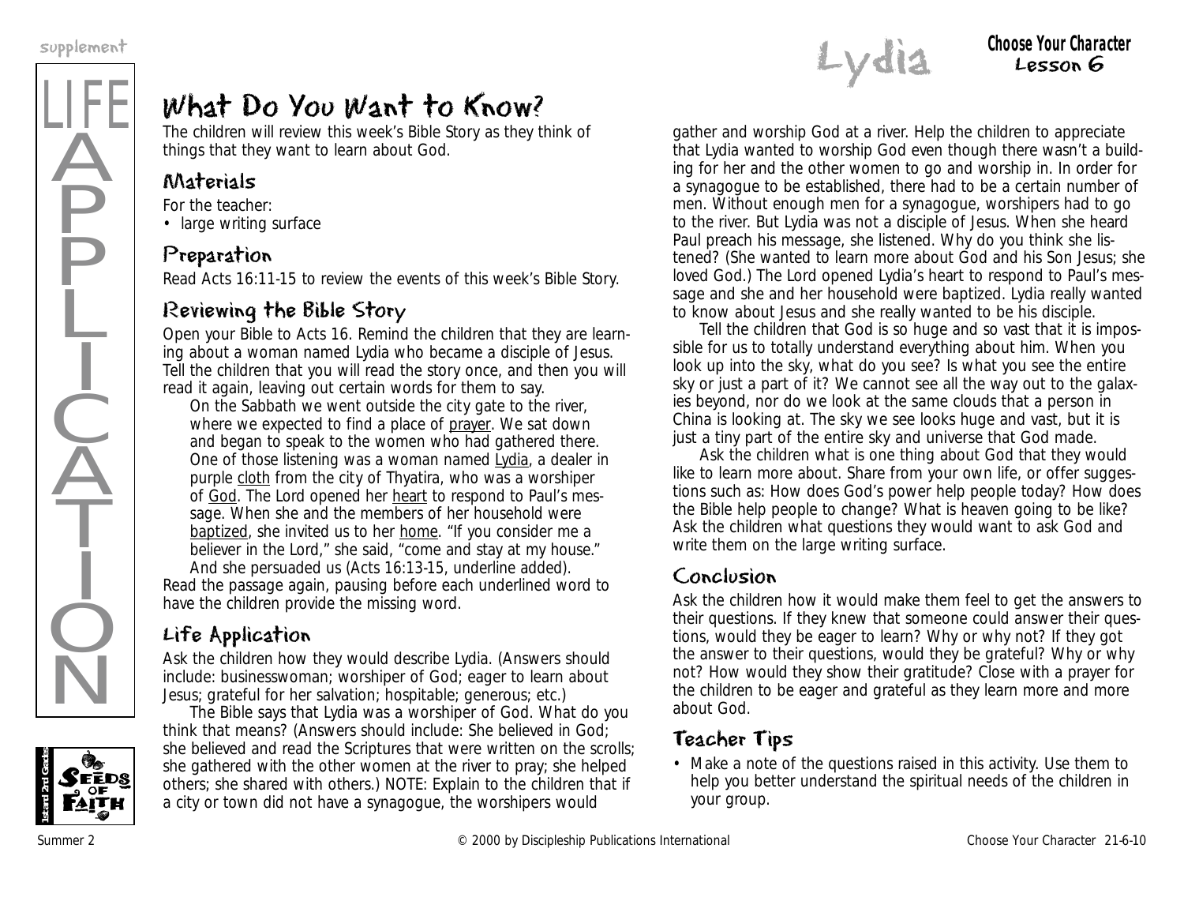# What Do You Want to Know?

The children will review this week's Bible Story as they think of things that they want to learn about God.

## Materials

For the teacher:

- large writing surface

## Preparation

Read Acts 16:11-15 to review the events of this week's Bible Story.

## Reviewing the Bible Story

Open your Bible to Acts 16. Remind the children that they are learning about a woman named Lydia who became a disciple of Jesus. Tell the children that you will read the story once, and then you will read it again, leaving out certain words for them to say.

> On the Sabbath we went outside the city gate to the river, where we expected to find a place of prayer. We sat down and began to speak to the women who had gathered there. One of those listening was a woman named Lydia, a dealer in purple cloth from the city of Thyatira, who was a worshiper of God. The Lord opened her heart to respond to Paul's message. When she and the members of her household were baptized, she invited us to her home. "If you consider me a believer in the Lord," she said, "come and stay at my house." And she persuaded us (Acts 16:13-15, underline added).

Read the passage again, pausing before each underlined word to have the children provide the missing word.

## Life Application

Ask the children how they would describe Lydia. (Answers should include: businesswoman; worshiper of God; eager to learn about Jesus; grateful for her salvation; hospitable; generous; etc.)

The Bible says that Lydia was a worshiper of God. What do you think that means? (Answers should include: She believed in God; she believed and read the Scriptures that were written on the scrolls; she gathered with the other women at the river to pray; she helped others; she shared with others.) NOTE: Explain to the children that if a city or town did not have a synagogue, the worshipers would gather and worship God at a river. Help the children to appreciate that Lydia wanted to worship God even though there wasn't a building for her and the other women to go and worship in. In order for a synagogue to be established, there had to be a certain number of men. Without enough men for a synagogue, worshipers had to go to the river. But Lydia was not a disciple of Jesus. When she heard Paul preach his message, she listened. Why do you think she listened? (She wanted to learn more about God and his Son Jesus; she loved God.) The Lord opened Lydia's heart to respond to Paul's message and she and her household were baptized. Lydia really wanted to know about Jesus and she really wanted to be his disciple.

Tell the children that God is so huge and so vast that it is impossible for us to totally understand everything about him. When you look up into the sky, what do you see? Is what you see the entire sky or just a part of it? We cannot see all the way out to the galaxies beyond, nor do we look at the same clouds that a person in China is looking at. The sky we see looks huge and vast, but it is just a tiny part of the entire sky and universe that God made.

Ask the children what is one thing about God that they would like to learn more about. Share from your own life, or offer suggestions such as: How does God's power help people today? How does the Bible help people to change? What is heaven going to be like? Ask the children what questions they would want to ask God and write them on the large writing surface.

## Conclusion

Ask the children how it would make them feel to get the answers to their questions. If they knew that someone could answer their questions, would they be eager to learn? Why or why not? If they got the answer to their questions, would they be grateful? Why or why not? How would they show their gratitude? Close with a prayer for the children to be eager and grateful as they learn more and more about God.

## Teacher Tips

- Make a note of the questions raised in this activity. Use them to help you better understand the spiritual needs of the children in your group.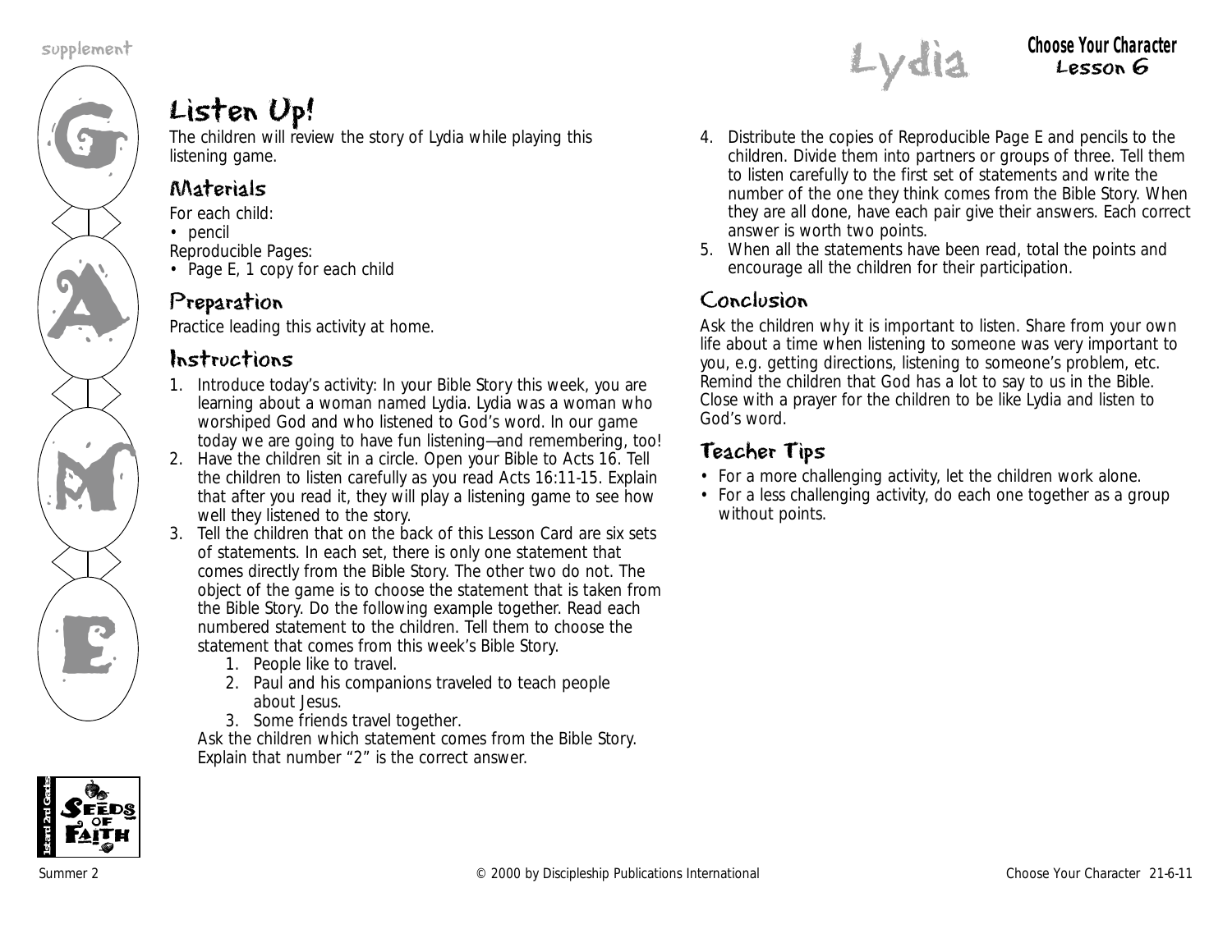# Listen Up!

The children will review the story of Lydia while playing this listening game.

## Materials

For each child:

- pencil

Reproducible Pages:

- Page E, 1 copy for each child

## Preparation

Practice leading this activity at home.

## Instructions

1. Introduce today's activity: In your Bible Story this week, you are learning about a woman named Lydia. Lydia was a woman who worshiped God and who listened to God's word. In our game today we are going to have fun listening—and remembering, too!
2. Have the children sit in a circle. Open your Bible to Acts 16. Tell the children to listen carefully as you read Acts 16:11-15. Explain that after you read it, they will play a listening game to see how well they listened to the story.
3. Tell the children that on the back of this Lesson Card are six sets of statements. In each set, there is only one statement that comes directly from the Bible Story. The other two do not. The object of the game is to choose the statement that is taken from the Bible Story. Do the following example together. Read each numbered statement to the children. Tell them to choose the statement that comes from this week's Bible Story.
   1. People like to travel.
   2. Paul and his companions traveled to teach people about Jesus.
   3. Some friends travel together.

   Ask the children which statement comes from the Bible Story. Explain that number "2" is the correct answer.
4. Distribute the copies of Reproducible Page E and pencils to the children. Divide them into partners or groups of three. Tell them to listen carefully to the first set of statements and write the number of the one they think comes from the Bible Story. When they are all done, have each pair give their answers. Each correct answer is worth two points.
5. When all the statements have been read, total the points and encourage all the children for their participation.

## Conclusion

Ask the children why it is important to listen. Share from your own life about a time when listening to someone was very important to you, e.g. getting directions, listening to someone's problem, etc. Remind the children that God has a lot to say to us in the Bible. Close with a prayer for the children to be like Lydia and listen to God's word.

## Teacher Tips

- For a more challenging activity, let the children work alone.
- For a less challenging activity, do each one together as a group without points.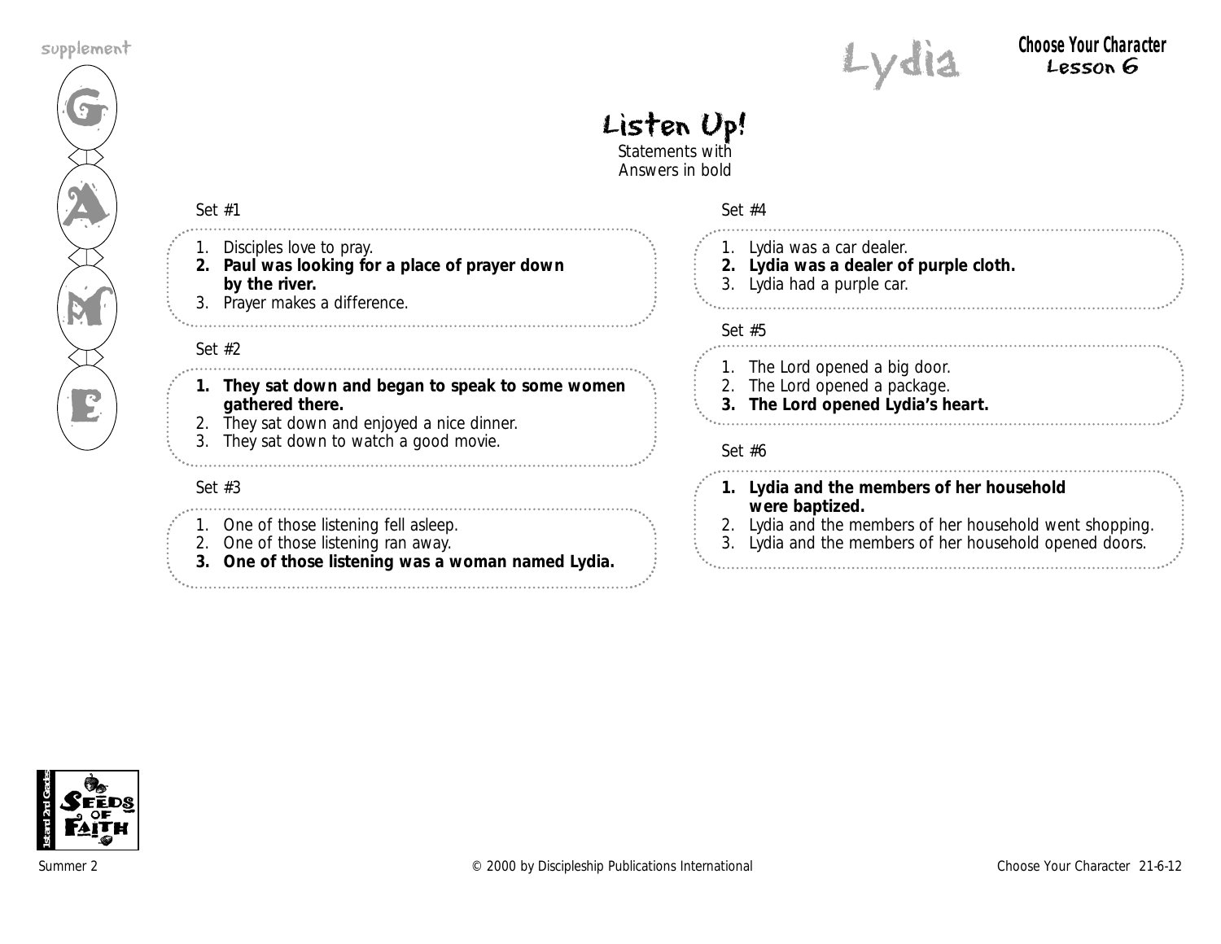supplement

GAME

# Lydia

**Choose Your Character**
**Lesson 6**

## Listen Up!

Statements with
Answers in bold

Set #1

1. Disciples love to pray.
2. **Paul was looking for a place of prayer down by the river.**
3. Prayer makes a difference.

Set #2

1. **They sat down and began to speak to some women gathered there.**
2. They sat down and enjoyed a nice dinner.
3. They sat down to watch a good movie.

Set #3

1. One of those listening fell asleep.
2. One of those listening ran away.
3. **One of those listening was a woman named Lydia.**

Set #4

1. Lydia was a car dealer.
2. **Lydia was a dealer of purple cloth.**
3. Lydia had a purple car.

Set #5

1. The Lord opened a big door.
2. The Lord opened a package.
3. **The Lord opened Lydia's heart.**

Set #6

1. **Lydia and the members of her household were baptized.**
2. Lydia and the members of her household went shopping.
3. Lydia and the members of her household opened doors.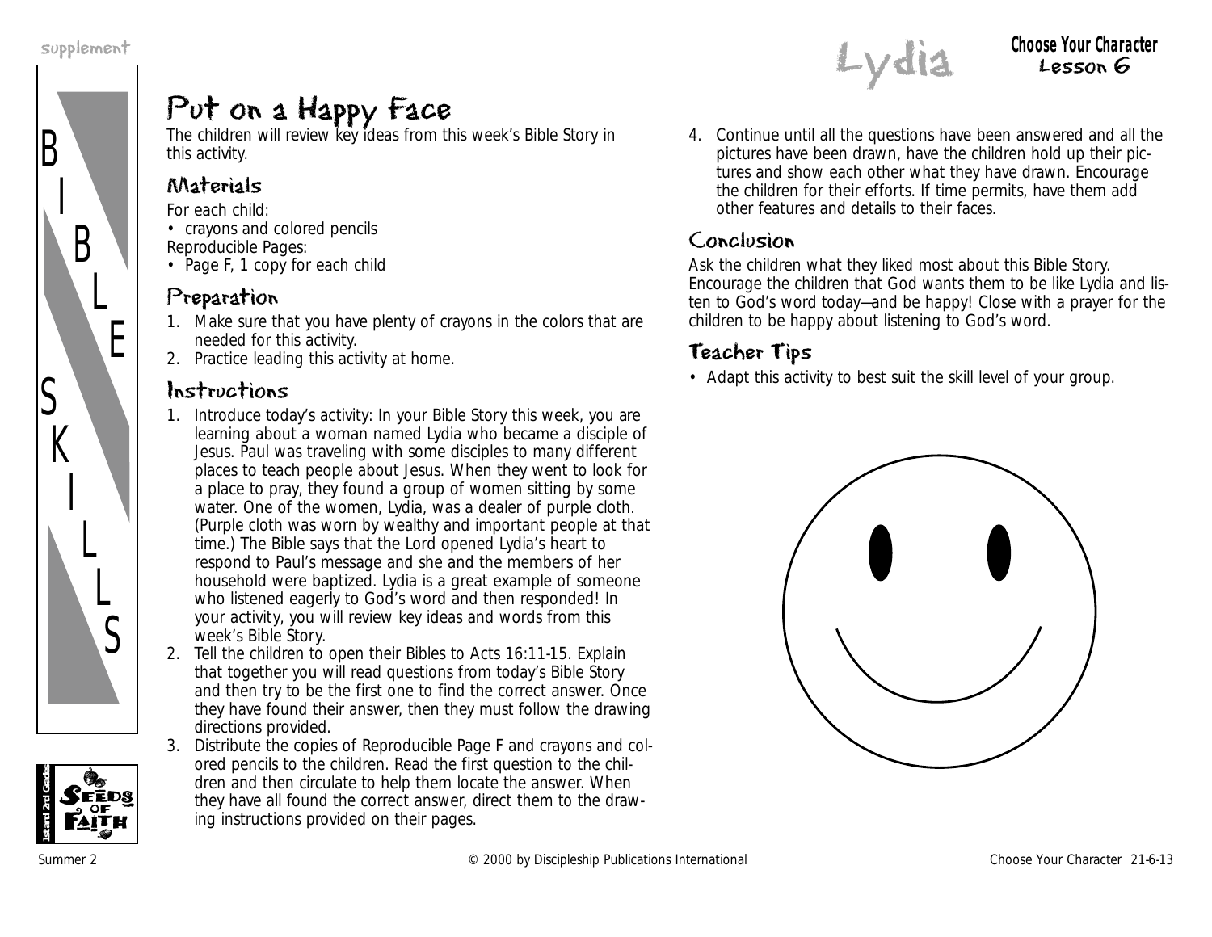# Put on a Happy Face

The children will review key ideas from this week's Bible Story in this activity.

## Materials

For each child:
- crayons and colored pencils

Reproducible Pages:
- Page F, 1 copy for each child

## Preparation

1. Make sure that you have plenty of crayons in the colors that are needed for this activity.
2. Practice leading this activity at home.

## Instructions

1. Introduce today's activity: In your Bible Story this week, you are learning about a woman named Lydia who became a disciple of Jesus. Paul was traveling with some disciples to many different places to teach people about Jesus. When they went to look for a place to pray, they found a group of women sitting by some water. One of the women, Lydia, was a dealer of purple cloth. (Purple cloth was worn by wealthy and important people at that time.) The Bible says that the Lord opened Lydia's heart to respond to Paul's message and she and the members of her household were baptized. Lydia is a great example of someone who listened eagerly to God's word and then responded! In your activity, you will review key ideas and words from this week's Bible Story.
2. Tell the children to open their Bibles to Acts 16:11-15. Explain that together you will read questions from today's Bible Story and then try to be the first one to find the correct answer. Once they have found their answer, then they must follow the drawing directions provided.
3. Distribute the copies of Reproducible Page F and crayons and colored pencils to the children. Read the first question to the children and then circulate to help them locate the answer. When they have all found the correct answer, direct them to the drawing instructions provided on their pages.
4. Continue until all the questions have been answered and all the pictures have been drawn, have the children hold up their pictures and show each other what they have drawn. Encourage the children for their efforts. If time permits, have them add other features and details to their faces.

## Conclusion

Ask the children what they liked most about this Bible Story. Encourage the children that God wants them to be like Lydia and listen to God's word today—and be happy! Close with a prayer for the children to be happy about listening to God's word.

## Teacher Tips

- Adapt this activity to best suit the skill level of your group.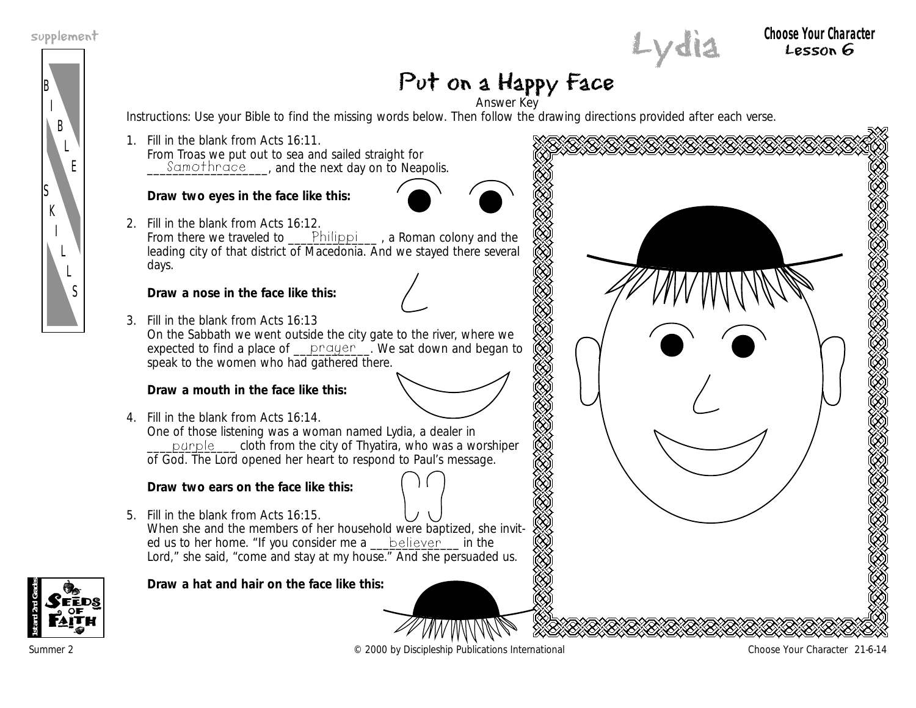# Put on a Happy Face

Answer Key

Instructions: Use your Bible to find the missing words below. Then follow the drawing directions provided after each verse.

1. Fill in the blank from Acts 16:11.
   From Troas we put out to sea and sailed straight for ___Samothrace___, and the next day on to Neapolis.

   **Draw two eyes in the face like this:**

2. Fill in the blank from Acts 16:12.
   From there we traveled to ___Philippi___ , a Roman colony and the leading city of that district of Macedonia. And we stayed there several days.

   **Draw a nose in the face like this:**

3. Fill in the blank from Acts 16:13
   On the Sabbath we went outside the city gate to the river, where we expected to find a place of ___prayer___. We sat down and began to speak to the women who had gathered there.

   **Draw a mouth in the face like this:**

4. Fill in the blank from Acts 16:14.
   One of those listening was a woman named Lydia, a dealer in ___purple___ cloth from the city of Thyatira, who was a worshiper of God. The Lord opened her heart to respond to Paul's message.

   **Draw two ears on the face like this:**

5. Fill in the blank from Acts 16:15.
   When she and the members of her household were baptized, she invited us to her home. "If you consider me a ___believer___ in the Lord," she said, "come and stay at my house." And she persuaded us.

   **Draw a hat and hair on the face like this:**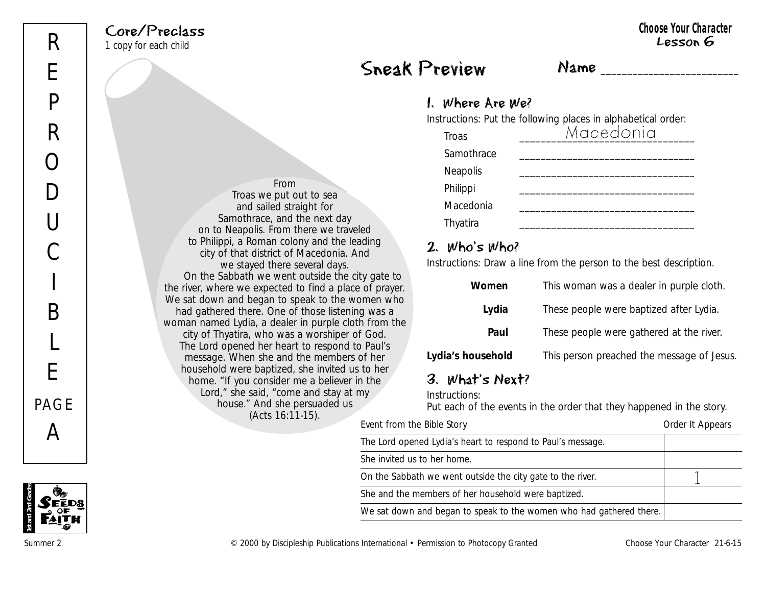REPRODUCIBLE PAGE A

Core/Preclass
1 copy for each child

Choose Your Character
Lesson 6

# Sneak Preview

Name _______________________

From Troas we put out to sea and sailed straight for Samothrace, and the next day on to Neapolis. From there we traveled to Philippi, a Roman colony and the leading city of that district of Macedonia. And we stayed there several days.

On the Sabbath we went outside the city gate to the river, where we expected to find a place of prayer. We sat down and began to speak to the women who had gathered there. One of those listening was a woman named Lydia, a dealer in purple cloth from the city of Thyatira, who was a worshiper of God. The Lord opened her heart to respond to Paul's message. When she and the members of her household were baptized, she invited us to her home. "If you consider me a believer in the Lord," she said, "come and stay at my house." And she persuaded us (Acts 16:11-15).

## 1. Where Are We?

Instructions: Put the following places in alphabetical order:

| | |
|---|---|
| Troas | Macedonia |
| Samothrace | _______________ |
| Neapolis | _______________ |
| Philippi | _______________ |
| Macedonia | _______________ |
| Thyatira | _______________ |

## 2. Who's Who?

Instructions: Draw a line from the person to the best description.

| | |
|---|---|
| **Women** | This woman was a dealer in purple cloth. |
| **Lydia** | These people were baptized after Lydia. |
| **Paul** | These people were gathered at the river. |
| **Lydia's household** | This person preached the message of Jesus. |

## 3. What's Next?

Instructions:
Put each of the events in the order that they happened in the story.

| Event from the Bible Story | Order It Appears |
|---|---|
| The Lord opened Lydia's heart to respond to Paul's message. | |
| She invited us to her home. | |
| On the Sabbath we went outside the city gate to the river. | 1 |
| She and the members of her household were baptized. | |
| We sat down and began to speak to the women who had gathered there. | |

Summer 2 © 2000 by Discipleship Publications International • Permission to Photocopy Granted Choose Your Character 21-6-15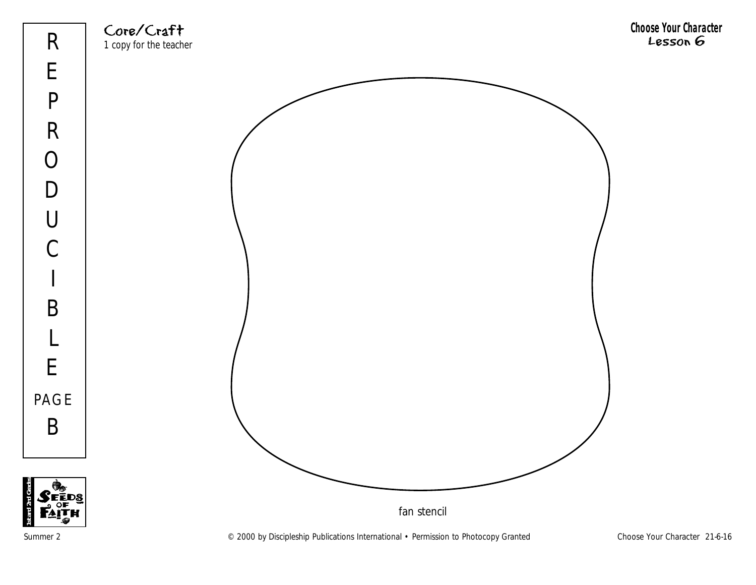REPRODUCIBLE PAGE B

**Core/Craft**
*1 copy for the teacher*

**Choose Your Character**
**Lesson 6**

fan stencil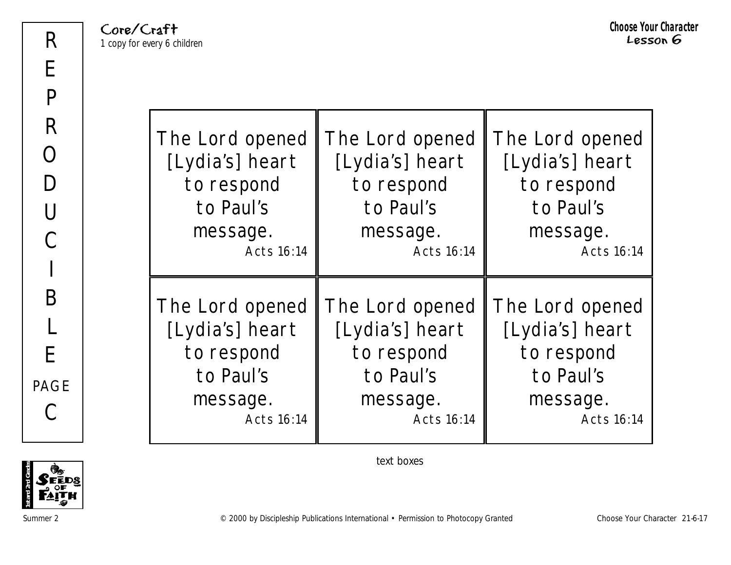Core/Craft
*1 copy for every 6 children*

**Choose Your Character**
**Lesson 6**

REPRODUCIBLE PAGE C

| | | |
|---|---|---|
| The Lord opened [Lydia's] heart to respond to Paul's message. Acts 16:14 | The Lord opened [Lydia's] heart to respond to Paul's message. Acts 16:14 | The Lord opened [Lydia's] heart to respond to Paul's message. Acts 16:14 |
| The Lord opened [Lydia's] heart to respond to Paul's message. Acts 16:14 | The Lord opened [Lydia's] heart to respond to Paul's message. Acts 16:14 | The Lord opened [Lydia's] heart to respond to Paul's message. Acts 16:14 |

text boxes

Summer 2 © 2000 by Discipleship Publications International • Permission to Photocopy Granted Choose Your Character 21-6-17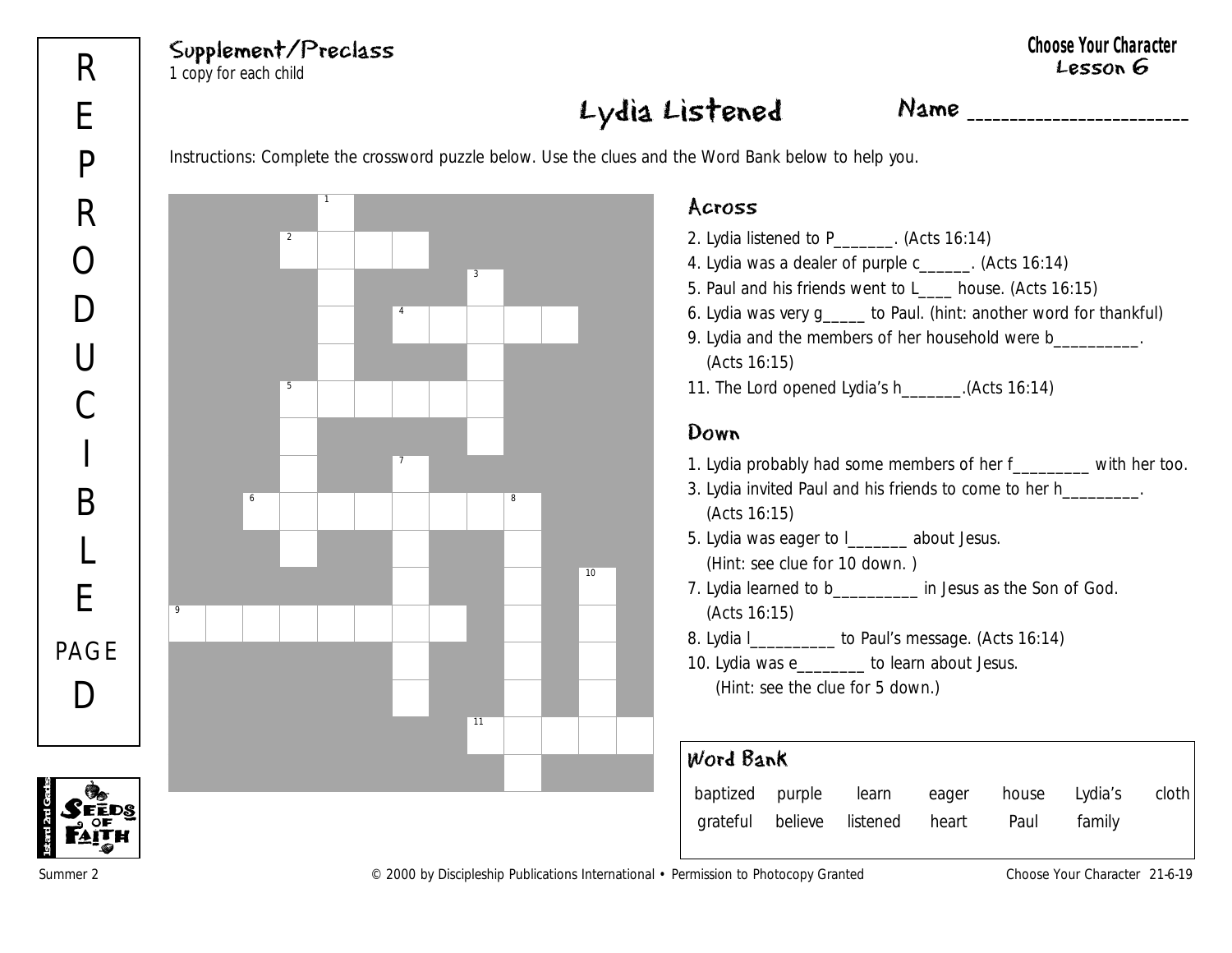Supplement/Preclass

1 copy for each child

**Choose Your Character**
**Lesson 6**

# Lydia Listened

Name ________________________

Instructions: Complete the crossword puzzle below. Use the clues and the Word Bank below to help you.

## Across

2. Lydia listened to P_______. (Acts 16:14)
4. Lydia was a dealer of purple c______. (Acts 16:14)
5. Paul and his friends went to L____ house. (Acts 16:15)
6. Lydia was very g_____ to Paul. (hint: another word for thankful)
9. Lydia and the members of her household were b__________. (Acts 16:15)
11. The Lord opened Lydia's h_______.(Acts 16:14)

## Down

1. Lydia probably had some members of her f_________ with her too.
3. Lydia invited Paul and his friends to come to her h_________. (Acts 16:15)
5. Lydia was eager to l_______ about Jesus. (Hint: see clue for 10 down. )
7. Lydia learned to b__________ in Jesus as the Son of God. (Acts 16:15)
8. Lydia l__________ to Paul's message. (Acts 16:14)
10. Lydia was e________ to learn about Jesus. (Hint: see the clue for 5 down.)

## Word Bank

| | | | | | | |
|---|---|---|---|---|---|---|
| baptized | purple | learn | eager | house | Lydia's | cloth |
| grateful | believe | listened | heart | Paul | family | |

REPRODUCIBLE PAGE D

Summer 2 © 2000 by Discipleship Publications International • Permission to Photocopy Granted Choose Your Character 21-6-19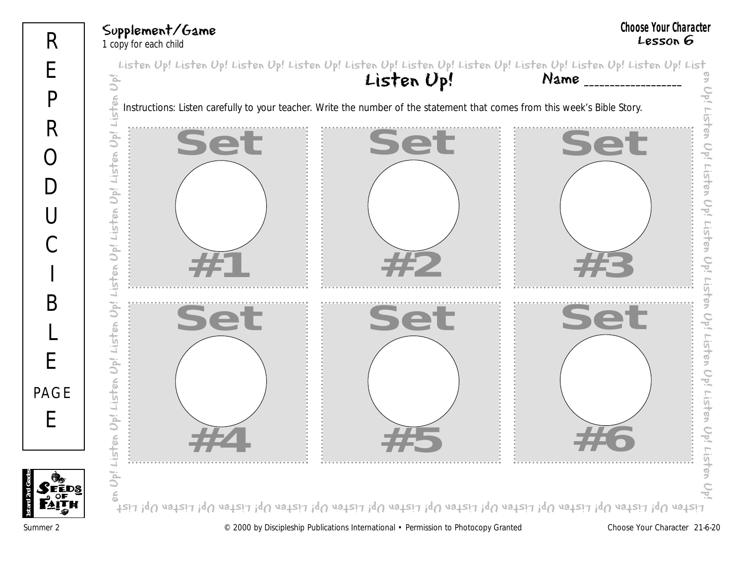REPRODUCIBLE PAGE E

Supplement/Game
1 copy for each child

Choose Your Character
Lesson 6

# Listen Up!

Name ________________

Instructions: Listen carefully to your teacher. Write the number of the statement that comes from this week's Bible Story.

| Set #1 | Set #2 | Set #3 |
|---|---|---|
| Set #4 | Set #5 | Set #6 |

Summer 2 © 2000 by Discipleship Publications International • Permission to Photocopy Granted Choose Your Character 21-6-20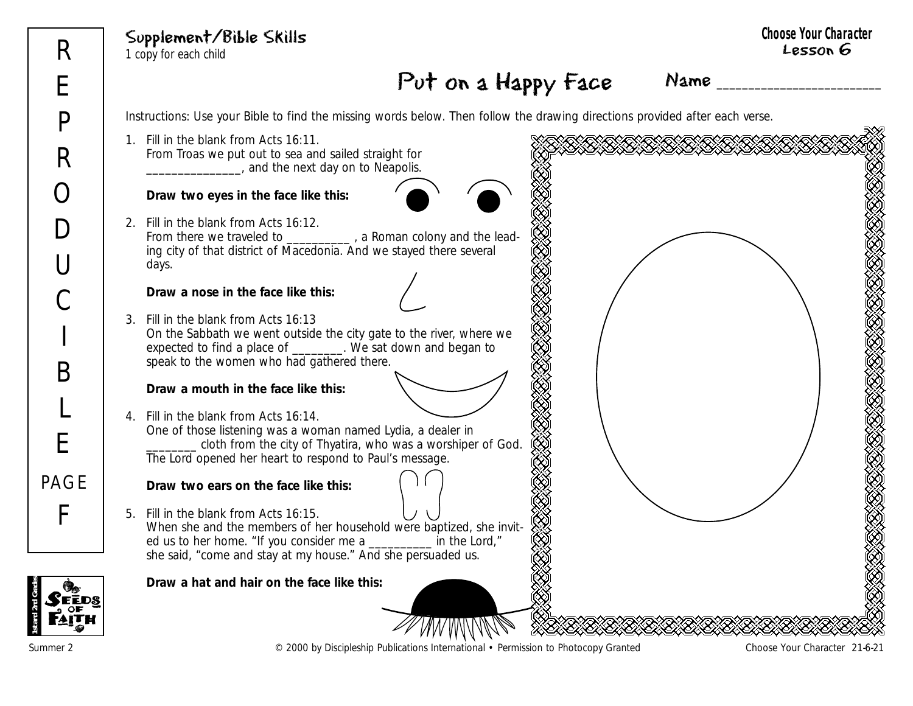REPRODUCIBLE PAGE F

Supplement/Bible Skills
1 copy for each child

Choose Your Character
Lesson 6

# Put on a Happy Face

Name ________________________

Instructions: Use your Bible to find the missing words below. Then follow the drawing directions provided after each verse.

1. Fill in the blank from Acts 16:11.
   From Troas we put out to sea and sailed straight for _______________, and the next day on to Neapolis.

   **Draw two eyes in the face like this:**

2. Fill in the blank from Acts 16:12.
   From there we traveled to __________ , a Roman colony and the leading city of that district of Macedonia. And we stayed there several days.

   **Draw a nose in the face like this:**

3. Fill in the blank from Acts 16:13
   On the Sabbath we went outside the city gate to the river, where we expected to find a place of ________. We sat down and began to speak to the women who had gathered there.

   **Draw a mouth in the face like this:**

4. Fill in the blank from Acts 16:14.
   One of those listening was a woman named Lydia, a dealer in ________ cloth from the city of Thyatira, who was a worshiper of God. The Lord opened her heart to respond to Paul's message.

   **Draw two ears on the face like this:**

5. Fill in the blank from Acts 16:15.
   When she and the members of her household were baptized, she invited us to her home. "If you consider me a __________ in the Lord," she said, "come and stay at my house." And she persuaded us.

   **Draw a hat and hair on the face like this:**

Summer 2 © 2000 by Discipleship Publications International • Permission to Photocopy Granted Choose Your Character 21-6-21